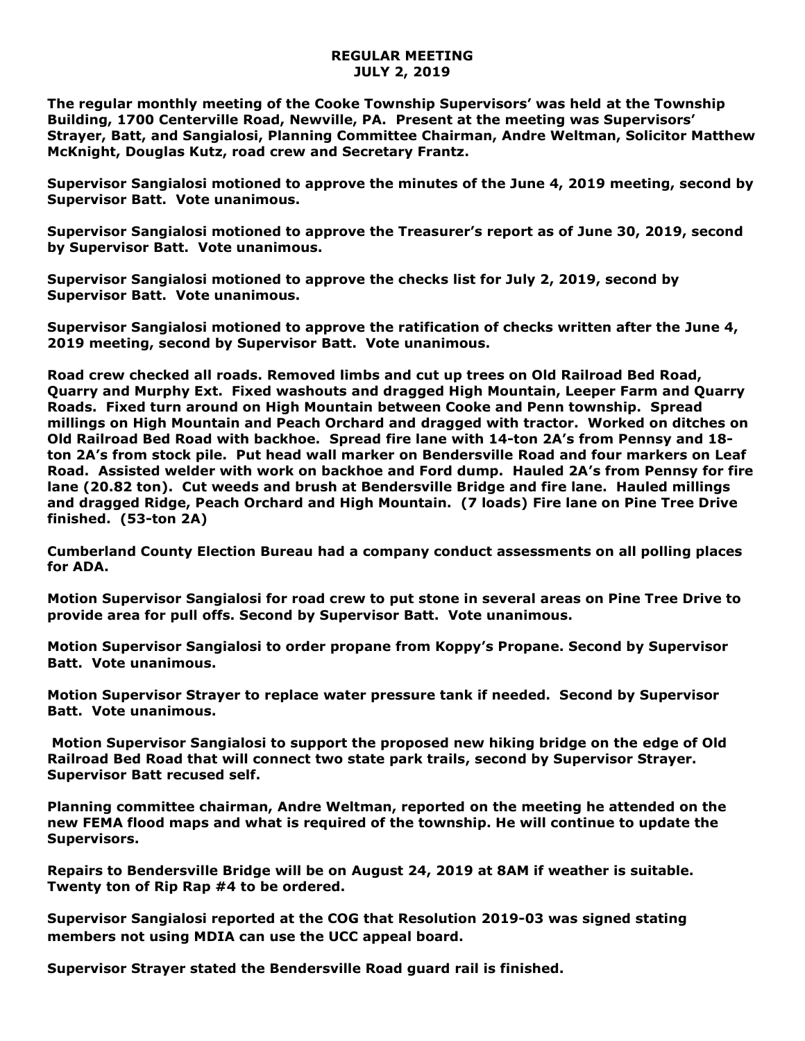# REGULAR MEETING
## JULY 2, 2019

The regular monthly meeting of the Cooke Township Supervisors' was held at the Township Building, 1700 Centerville Road, Newville, PA. Present at the meeting was Supervisors' Strayer, Batt, and Sangialosi, Planning Committee Chairman, Andre Weltman, Solicitor Matthew McKnight, Douglas Kutz, road crew and Secretary Frantz.

Supervisor Sangialosi motioned to approve the minutes of the June 4, 2019 meeting, second by Supervisor Batt. Vote unanimous.

Supervisor Sangialosi motioned to approve the Treasurer's report as of June 30, 2019, second by Supervisor Batt. Vote unanimous.

Supervisor Sangialosi motioned to approve the checks list for July 2, 2019, second by Supervisor Batt. Vote unanimous.

Supervisor Sangialosi motioned to approve the ratification of checks written after the June 4, 2019 meeting, second by Supervisor Batt. Vote unanimous.

Road crew checked all roads. Removed limbs and cut up trees on Old Railroad Bed Road, Quarry and Murphy Ext. Fixed washouts and dragged High Mountain, Leeper Farm and Quarry Roads. Fixed turn around on High Mountain between Cooke and Penn township. Spread millings on High Mountain and Peach Orchard and dragged with tractor. Worked on ditches on Old Railroad Bed Road with backhoe. Spread fire lane with 14-ton 2A's from Pennsy and 18-ton 2A's from stock pile. Put head wall marker on Bendersville Road and four markers on Leaf Road. Assisted welder with work on backhoe and Ford dump. Hauled 2A's from Pennsy for fire lane (20.82 ton). Cut weeds and brush at Bendersville Bridge and fire lane. Hauled millings and dragged Ridge, Peach Orchard and High Mountain. (7 loads) Fire lane on Pine Tree Drive finished. (53-ton 2A)

Cumberland County Election Bureau had a company conduct assessments on all polling places for ADA.

Motion Supervisor Sangialosi for road crew to put stone in several areas on Pine Tree Drive to provide area for pull offs. Second by Supervisor Batt. Vote unanimous.

Motion Supervisor Sangialosi to order propane from Koppy's Propane. Second by Supervisor Batt. Vote unanimous.

Motion Supervisor Strayer to replace water pressure tank if needed. Second by Supervisor Batt. Vote unanimous.

Motion Supervisor Sangialosi to support the proposed new hiking bridge on the edge of Old Railroad Bed Road that will connect two state park trails, second by Supervisor Strayer. Supervisor Batt recused self.

Planning committee chairman, Andre Weltman, reported on the meeting he attended on the new FEMA flood maps and what is required of the township. He will continue to update the Supervisors.

Repairs to Bendersville Bridge will be on August 24, 2019 at 8AM if weather is suitable. Twenty ton of Rip Rap #4 to be ordered.

Supervisor Sangialosi reported at the COG that Resolution 2019-03 was signed stating members not using MDIA can use the UCC appeal board.

Supervisor Strayer stated the Bendersville Road guard rail is finished.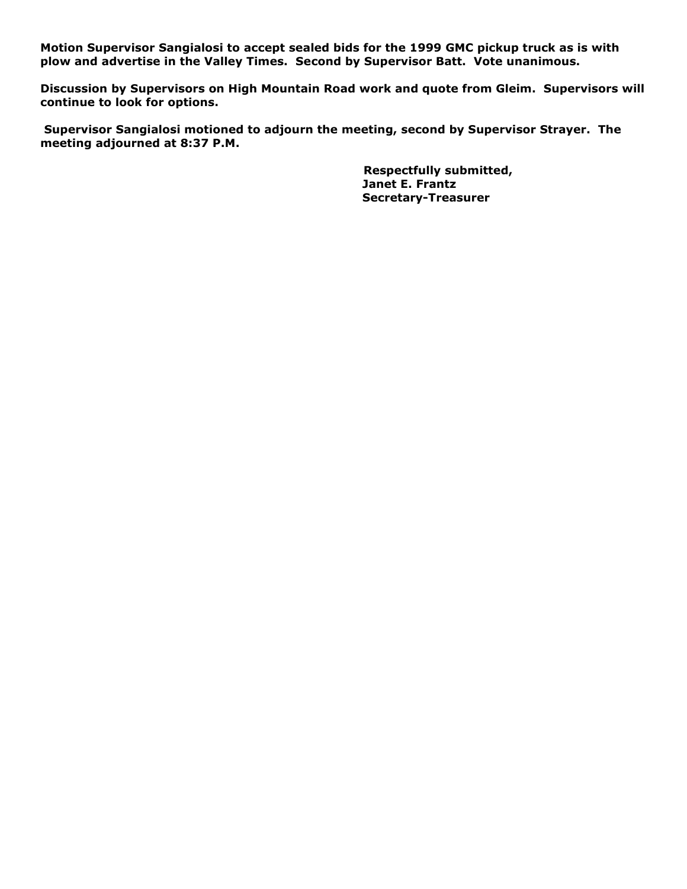**Motion Supervisor Sangialosi to accept sealed bids for the 1999 GMC pickup truck as is with plow and advertise in the Valley Times. Second by Supervisor Batt. Vote unanimous.**

**Discussion by Supervisors on High Mountain Road work and quote from Gleim. Supervisors will continue to look for options.**

**Supervisor Sangialosi motioned to adjourn the meeting, second by Supervisor Strayer. The meeting adjourned at 8:37 P.M.**

**Respectfully submitted,**
**Janet E. Frantz**
**Secretary-Treasurer**